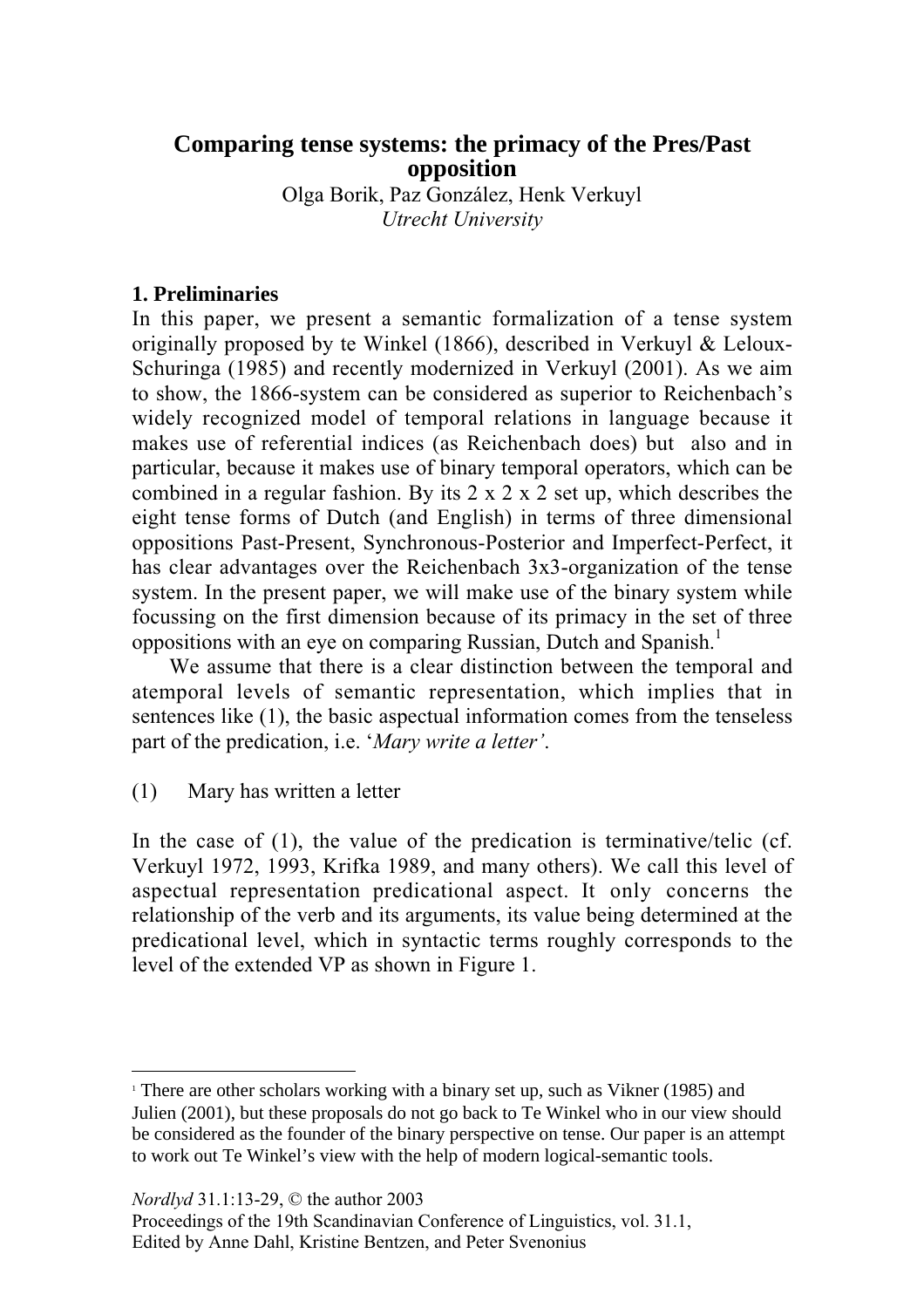# Comparing tense systems: the primacy of the Pres/Past opposition

Olga Borik, Paz González, Henk Verkuyl
*Utrecht University*

## 1. Preliminaries

In this paper, we present a semantic formalization of a tense system originally proposed by te Winkel (1866), described in Verkuyl & Leloux-Schuringa (1985) and recently modernized in Verkuyl (2001). As we aim to show, the 1866-system can be considered as superior to Reichenbach's widely recognized model of temporal relations in language because it makes use of referential indices (as Reichenbach does) but also and in particular, because it makes use of binary temporal operators, which can be combined in a regular fashion. By its 2 x 2 x 2 set up, which describes the eight tense forms of Dutch (and English) in terms of three dimensional oppositions Past-Present, Synchronous-Posterior and Imperfect-Perfect, it has clear advantages over the Reichenbach 3x3-organization of the tense system. In the present paper, we will make use of the binary system while focussing on the first dimension because of its primacy in the set of three oppositions with an eye on comparing Russian, Dutch and Spanish.[1]

We assume that there is a clear distinction between the temporal and atemporal levels of semantic representation, which implies that in sentences like (1), the basic aspectual information comes from the tenseless part of the predication, i.e. '*Mary write a letter'*.

(1) Mary has written a letter

In the case of (1), the value of the predication is terminative/telic (cf. Verkuyl 1972, 1993, Krifka 1989, and many others). We call this level of aspectual representation predicational aspect. It only concerns the relationship of the verb and its arguments, its value being determined at the predicational level, which in syntactic terms roughly corresponds to the level of the extended VP as shown in Figure 1.

---

[1] There are other scholars working with a binary set up, such as Vikner (1985) and Julien (2001), but these proposals do not go back to Te Winkel who in our view should be considered as the founder of the binary perspective on tense. Our paper is an attempt to work out Te Winkel's view with the help of modern logical-semantic tools.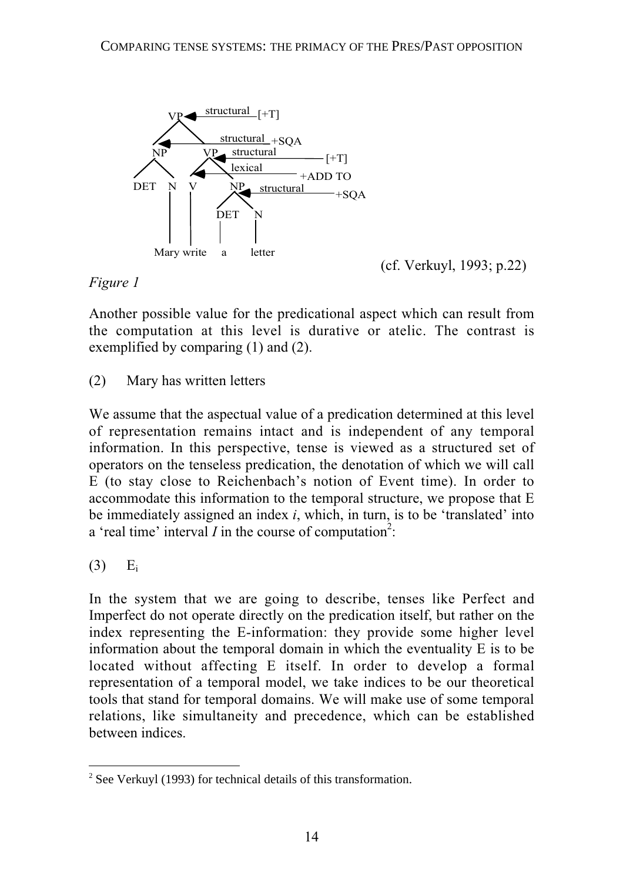```
VP ◄── structural ── [+T]
├── NP ◄── structural ── +SQA
│   ├── DET
│   └── N ── Mary
└── VP ◄── structural ── [+T]
    ├── V ◄── lexical ── +ADD TO
    │   └── write
    └── NP ◄── structural ── +SQA
        ├── DET ── a
        └── N ── letter
```

(cf. Verkuyl, 1993; p.22)

*Figure 1*

Another possible value for the predicational aspect which can result from the computation at this level is durative or atelic. The contrast is exemplified by comparing (1) and (2).

(2) Mary has written letters

We assume that the aspectual value of a predication determined at this level of representation remains intact and is independent of any temporal information. In this perspective, tense is viewed as a structured set of operators on the tenseless predication, the denotation of which we will call E (to stay close to Reichenbach's notion of Event time). In order to accommodate this information to the temporal structure, we propose that E be immediately assigned an index *i*, which, in turn, is to be 'translated' into a 'real time' interval *I* in the course of computation[2]:

(3) $E_i$

In the system that we are going to describe, tenses like Perfect and Imperfect do not operate directly on the predication itself, but rather on the index representing the E-information: they provide some higher level information about the temporal domain in which the eventuality E is to be located without affecting E itself. In order to develop a formal representation of a temporal model, we take indices to be our theoretical tools that stand for temporal domains. We will make use of some temporal relations, like simultaneity and precedence, which can be established between indices.

[2] See Verkuyl (1993) for technical details of this transformation.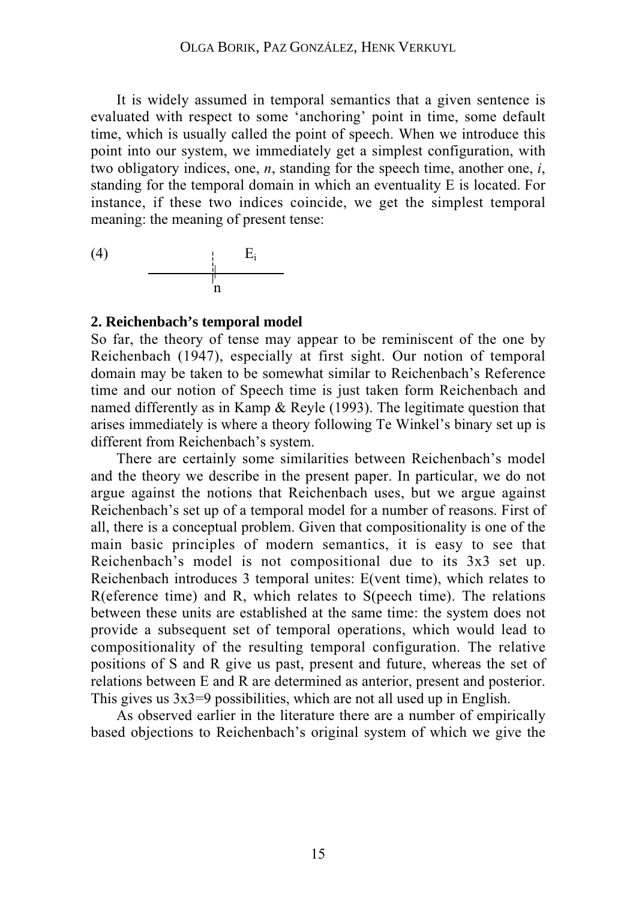It is widely assumed in temporal semantics that a given sentence is evaluated with respect to some 'anchoring' point in time, some default time, which is usually called the point of speech. When we introduce this point into our system, we immediately get a simplest configuration, with two obligatory indices, one, *n*, standing for the speech time, another one, *i*, standing for the temporal domain in which an eventuality E is located. For instance, if these two indices coincide, we get the simplest temporal meaning: the meaning of present tense:

(4) $E_i$ / n

## 2. Reichenbach's temporal model

So far, the theory of tense may appear to be reminiscent of the one by Reichenbach (1947), especially at first sight. Our notion of temporal domain may be taken to be somewhat similar to Reichenbach's Reference time and our notion of Speech time is just taken form Reichenbach and named differently as in Kamp & Reyle (1993). The legitimate question that arises immediately is where a theory following Te Winkel's binary set up is different from Reichenbach's system.

There are certainly some similarities between Reichenbach's model and the theory we describe in the present paper. In particular, we do not argue against the notions that Reichenbach uses, but we argue against Reichenbach's set up of a temporal model for a number of reasons. First of all, there is a conceptual problem. Given that compositionality is one of the main basic principles of modern semantics, it is easy to see that Reichenbach's model is not compositional due to its 3x3 set up. Reichenbach introduces 3 temporal unites: E(vent time), which relates to R(eference time) and R, which relates to S(peech time). The relations between these units are established at the same time: the system does not provide a subsequent set of temporal operations, which would lead to compositionality of the resulting temporal configuration. The relative positions of S and R give us past, present and future, whereas the set of relations between E and R are determined as anterior, present and posterior. This gives us 3x3=9 possibilities, which are not all used up in English.

As observed earlier in the literature there are a number of empirically based objections to Reichenbach's original system of which we give the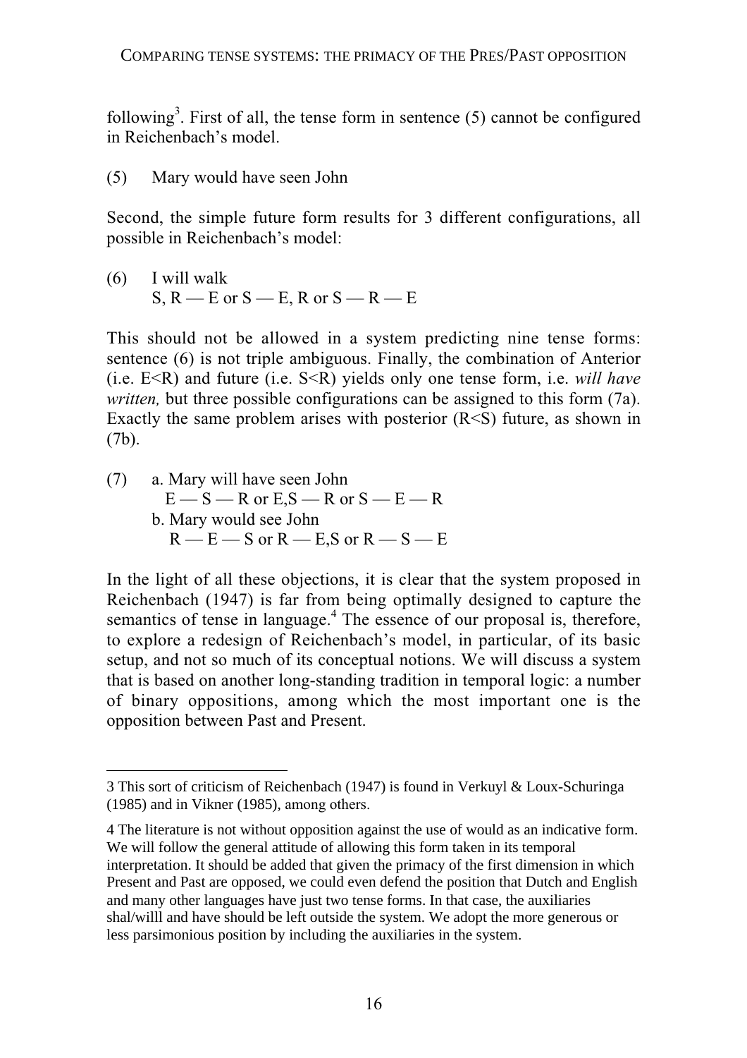following[3]. First of all, the tense form in sentence (5) cannot be configured in Reichenbach's model.

(5) Mary would have seen John

Second, the simple future form results for 3 different configurations, all possible in Reichenbach's model:

(6) I will walk
S, R — E or S — E, R or S — R — E

This should not be allowed in a system predicting nine tense forms: sentence (6) is not triple ambiguous. Finally, the combination of Anterior (i.e. E<R) and future (i.e. S<R) yields only one tense form, i.e. *will have written,* but three possible configurations can be assigned to this form (7a). Exactly the same problem arises with posterior (R<S) future, as shown in (7b).

(7) a. Mary will have seen John
E — S — R or E,S — R or S — E — R
b. Mary would see John
R — E — S or R — E,S or R — S — E

In the light of all these objections, it is clear that the system proposed in Reichenbach (1947) is far from being optimally designed to capture the semantics of tense in language.[4] The essence of our proposal is, therefore, to explore a redesign of Reichenbach's model, in particular, of its basic setup, and not so much of its conceptual notions. We will discuss a system that is based on another long-standing tradition in temporal logic: a number of binary oppositions, among which the most important one is the opposition between Past and Present.

---

3 This sort of criticism of Reichenbach (1947) is found in Verkuyl & Loux-Schuringa (1985) and in Vikner (1985), among others.

4 The literature is not without opposition against the use of would as an indicative form. We will follow the general attitude of allowing this form taken in its temporal interpretation. It should be added that given the primacy of the first dimension in which Present and Past are opposed, we could even defend the position that Dutch and English and many other languages have just two tense forms. In that case, the auxiliaries shal/willl and have should be left outside the system. We adopt the more generous or less parsimonious position by including the auxiliaries in the system.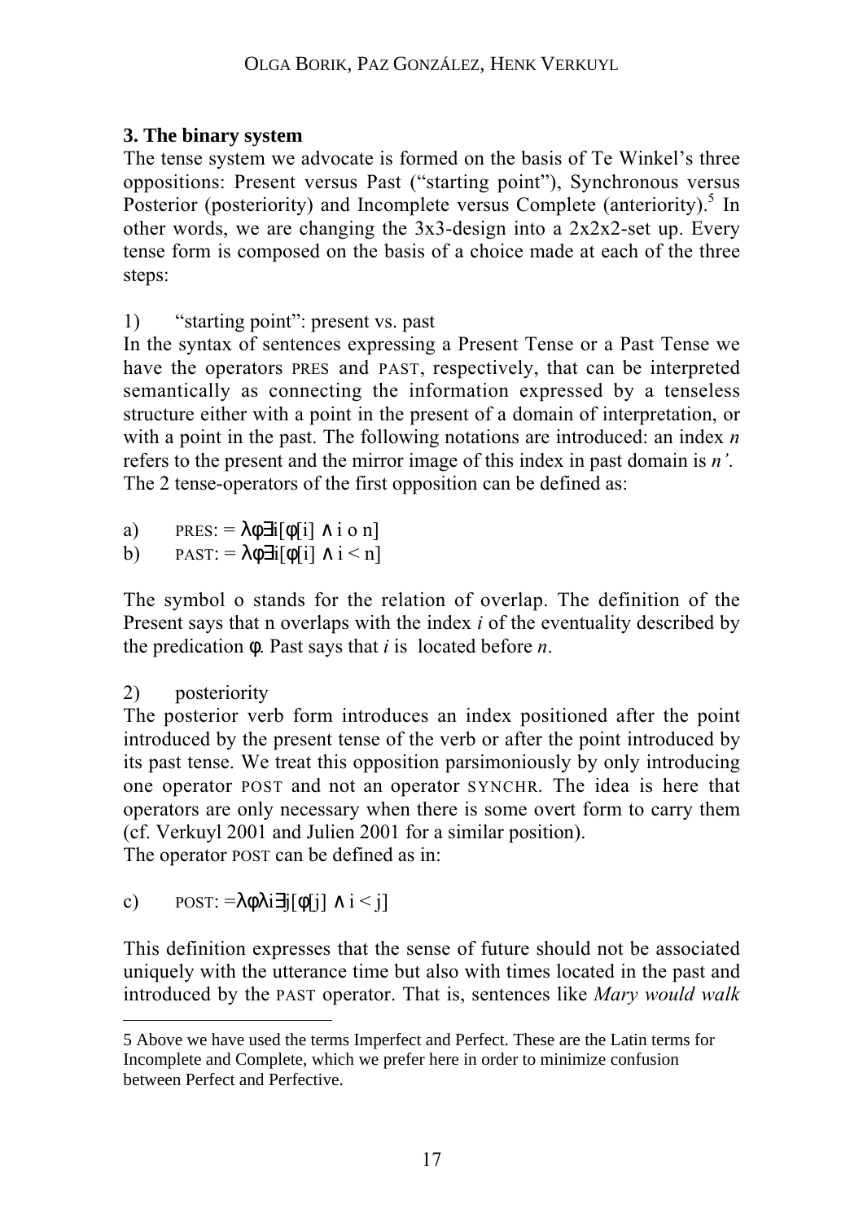### 3. The binary system

The tense system we advocate is formed on the basis of Te Winkel's three oppositions: Present versus Past ("starting point"), Synchronous versus Posterior (posteriority) and Incomplete versus Complete (anteriority).[5] In other words, we are changing the 3x3-design into a 2x2x2-set up. Every tense form is composed on the basis of a choice made at each of the three steps:

1) "starting point": present vs. past

In the syntax of sentences expressing a Present Tense or a Past Tense we have the operators PRES and PAST, respectively, that can be interpreted semantically as connecting the information expressed by a tenseless structure either with a point in the present of a domain of interpretation, or with a point in the past. The following notations are introduced: an index *n* refers to the present and the mirror image of this index in past domain is *n'*. The 2 tense-operators of the first opposition can be defined as:

a) PRES: $= \lambda\phi\exists i[\phi[i] \wedge i \circ n]$

b) PAST: $= \lambda\phi\exists i[\phi[i] \wedge i < n]$

The symbol o stands for the relation of overlap. The definition of the Present says that n overlaps with the index *i* of the eventuality described by the predication φ. Past says that *i* is located before *n*.

2) posteriority

The posterior verb form introduces an index positioned after the point introduced by the present tense of the verb or after the point introduced by its past tense. We treat this opposition parsimoniously by only introducing one operator POST and not an operator SYNCHR. The idea is here that operators are only necessary when there is some overt form to carry them (cf. Verkuyl 2001 and Julien 2001 for a similar position).

The operator POST can be defined as in:

c) POST: $=\lambda\phi\lambda i\exists j[\phi[j] \wedge i < j]$

This definition expresses that the sense of future should not be associated uniquely with the utterance time but also with times located in the past and introduced by the PAST operator. That is, sentences like *Mary would walk*

5 Above we have used the terms Imperfect and Perfect. These are the Latin terms for Incomplete and Complete, which we prefer here in order to minimize confusion between Perfect and Perfective.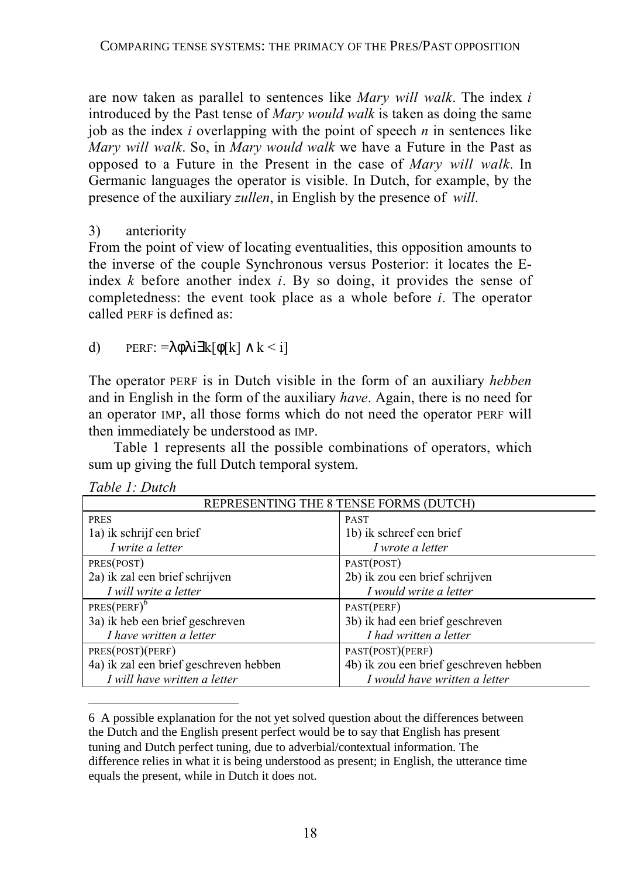are now taken as parallel to sentences like *Mary will walk*. The index *i* introduced by the Past tense of *Mary would walk* is taken as doing the same job as the index *i* overlapping with the point of speech *n* in sentences like *Mary will walk*. So, in *Mary would walk* we have a Future in the Past as opposed to a Future in the Present in the case of *Mary will walk*. In Germanic languages the operator is visible. In Dutch, for example, by the presence of the auxiliary *zullen*, in English by the presence of *will*.

3) anteriority

From the point of view of locating eventualities, this opposition amounts to the inverse of the couple Synchronous versus Posterior: it locates the E-index *k* before another index *i*. By so doing, it provides the sense of completedness: the event took place as a whole before *i*. The operator called PERF is defined as:

d) PERF: $=\lambda\phi\lambda i\exists k[\phi[k] \wedge k < i]$

The operator PERF is in Dutch visible in the form of an auxiliary *hebben* and in English in the form of the auxiliary *have*. Again, there is no need for an operator IMP, all those forms which do not need the operator PERF will then immediately be understood as IMP.

Table 1 represents all the possible combinations of operators, which sum up giving the full Dutch temporal system.

*Table 1: Dutch*

| REPRESENTING THE 8 TENSE FORMS (DUTCH) | |
|---|---|
| PRES<br>1a) ik schrijf een brief<br>*I write a letter* | PAST<br>1b) ik schreef een brief<br>*I wrote a letter* |
| PRES(POST)<br>2a) ik zal een brief schrijven<br>*I will write a letter* | PAST(POST)<br>2b) ik zou een brief schrijven<br>*I would write a letter* |
| PRES(PERF)[6]<br>3a) ik heb een brief geschreven<br>*I have written a letter* | PAST(PERF)<br>3b) ik had een brief geschreven<br>*I had written a letter* |
| PRES(POST)(PERF)<br>4a) ik zal een brief geschreven hebben<br>*I will have written a letter* | PAST(POST)(PERF)<br>4b) ik zou een brief geschreven hebben<br>*I would have written a letter* |

6 A possible explanation for the not yet solved question about the differences between the Dutch and the English present perfect would be to say that English has present tuning and Dutch perfect tuning, due to adverbial/contextual information. The difference relies in what it is being understood as present; in English, the utterance time equals the present, while in Dutch it does not.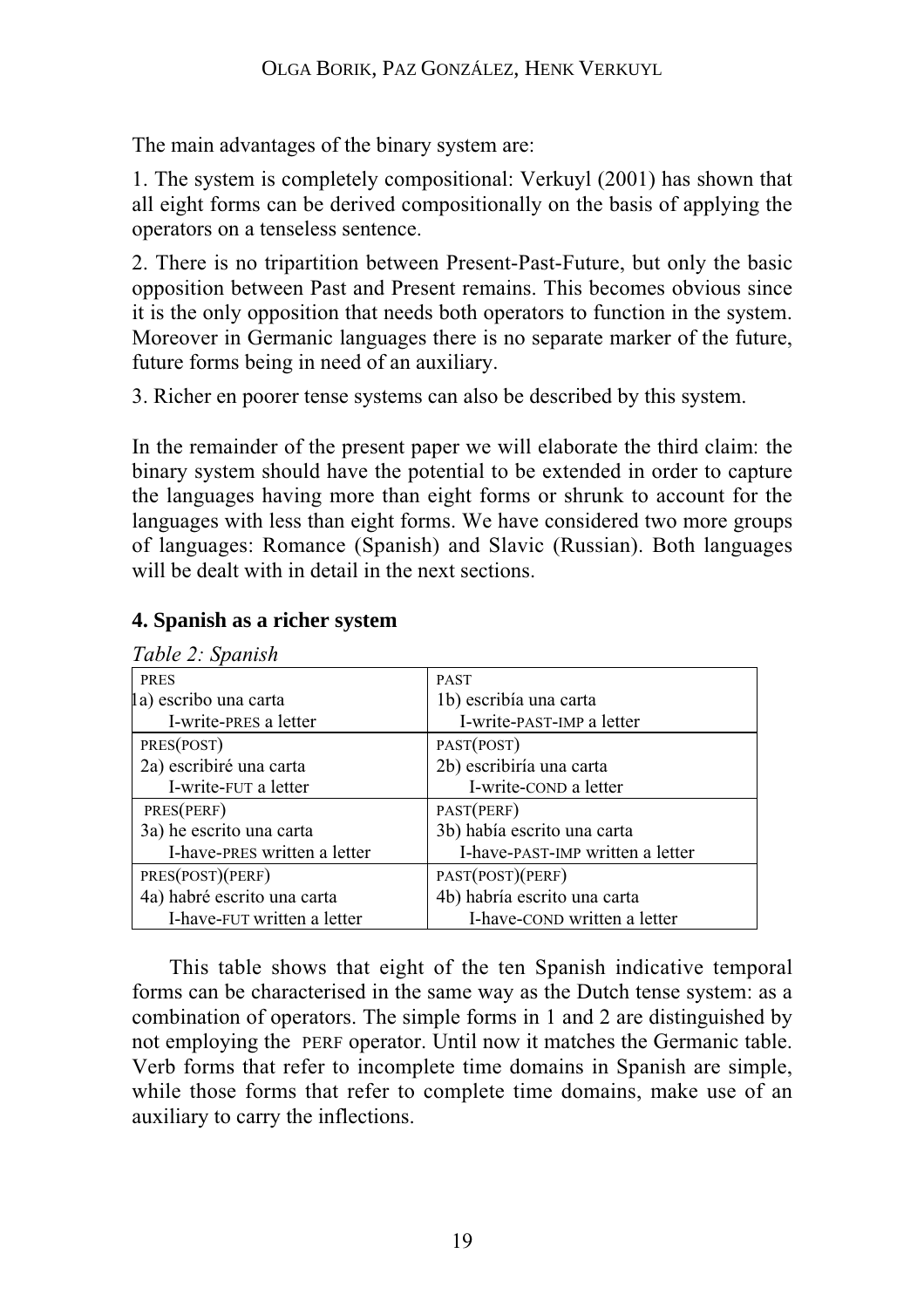The main advantages of the binary system are:

1. The system is completely compositional: Verkuyl (2001) has shown that all eight forms can be derived compositionally on the basis of applying the operators on a tenseless sentence.

2. There is no tripartition between Present-Past-Future, but only the basic opposition between Past and Present remains. This becomes obvious since it is the only opposition that needs both operators to function in the system. Moreover in Germanic languages there is no separate marker of the future, future forms being in need of an auxiliary.

3. Richer en poorer tense systems can also be described by this system.

In the remainder of the present paper we will elaborate the third claim: the binary system should have the potential to be extended in order to capture the languages having more than eight forms or shrunk to account for the languages with less than eight forms. We have considered two more groups of languages: Romance (Spanish) and Slavic (Russian). Both languages will be dealt with in detail in the next sections.

## 4. Spanish as a richer system

*Table 2: Spanish*

| PRES | PAST |
|---|---|
| 1a) escribo una carta<br>I-write-PRES a letter | 1b) escribía una carta<br>I-write-PAST-IMP a letter |
| PRES(POST)<br>2a) escribiré una carta<br>I-write-FUT a letter | PAST(POST)<br>2b) escribiría una carta<br>I-write-COND a letter |
| PRES(PERF)<br>3a) he escrito una carta<br>I-have-PRES written a letter | PAST(PERF)<br>3b) había escrito una carta<br>I-have-PAST-IMP written a letter |
| PRES(POST)(PERF)<br>4a) habré escrito una carta<br>I-have-FUT written a letter | PAST(POST)(PERF)<br>4b) habría escrito una carta<br>I-have-COND written a letter |

This table shows that eight of the ten Spanish indicative temporal forms can be characterised in the same way as the Dutch tense system: as a combination of operators. The simple forms in 1 and 2 are distinguished by not employing the PERF operator. Until now it matches the Germanic table. Verb forms that refer to incomplete time domains in Spanish are simple, while those forms that refer to complete time domains, make use of an auxiliary to carry the inflections.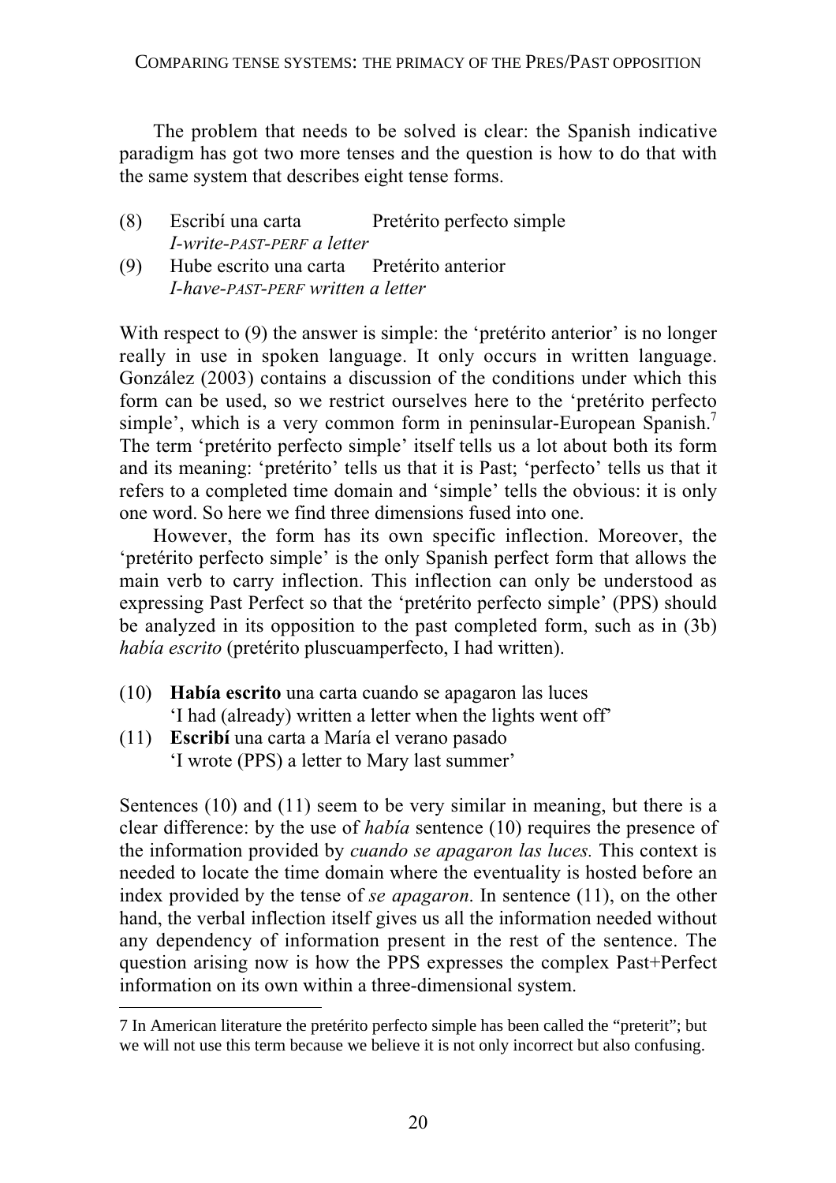The problem that needs to be solved is clear: the Spanish indicative paradigm has got two more tenses and the question is how to do that with the same system that describes eight tense forms.

(8) Escribí una carta Pretérito perfecto simple
*I-write-PAST-PERF a letter*

(9) Hube escrito una carta Pretérito anterior
*I-have-PAST-PERF written a letter*

With respect to (9) the answer is simple: the 'pretérito anterior' is no longer really in use in spoken language. It only occurs in written language. González (2003) contains a discussion of the conditions under which this form can be used, so we restrict ourselves here to the 'pretérito perfecto simple', which is a very common form in peninsular-European Spanish.[7] The term 'pretérito perfecto simple' itself tells us a lot about both its form and its meaning: 'pretérito' tells us that it is Past; 'perfecto' tells us that it refers to a completed time domain and 'simple' tells the obvious: it is only one word. So here we find three dimensions fused into one.

However, the form has its own specific inflection. Moreover, the 'pretérito perfecto simple' is the only Spanish perfect form that allows the main verb to carry inflection. This inflection can only be understood as expressing Past Perfect so that the 'pretérito perfecto simple' (PPS) should be analyzed in its opposition to the past completed form, such as in (3b) *había escrito* (pretérito pluscuamperfecto, I had written).

(10) **Había escrito** una carta cuando se apagaron las luces
'I had (already) written a letter when the lights went off'

(11) **Escribí** una carta a María el verano pasado
'I wrote (PPS) a letter to Mary last summer'

Sentences (10) and (11) seem to be very similar in meaning, but there is a clear difference: by the use of *había* sentence (10) requires the presence of the information provided by *cuando se apagaron las luces.* This context is needed to locate the time domain where the eventuality is hosted before an index provided by the tense of *se apagaron*. In sentence (11), on the other hand, the verbal inflection itself gives us all the information needed without any dependency of information present in the rest of the sentence. The question arising now is how the PPS expresses the complex Past+Perfect information on its own within a three-dimensional system.

---

7 In American literature the pretérito perfecto simple has been called the "preterit"; but we will not use this term because we believe it is not only incorrect but also confusing.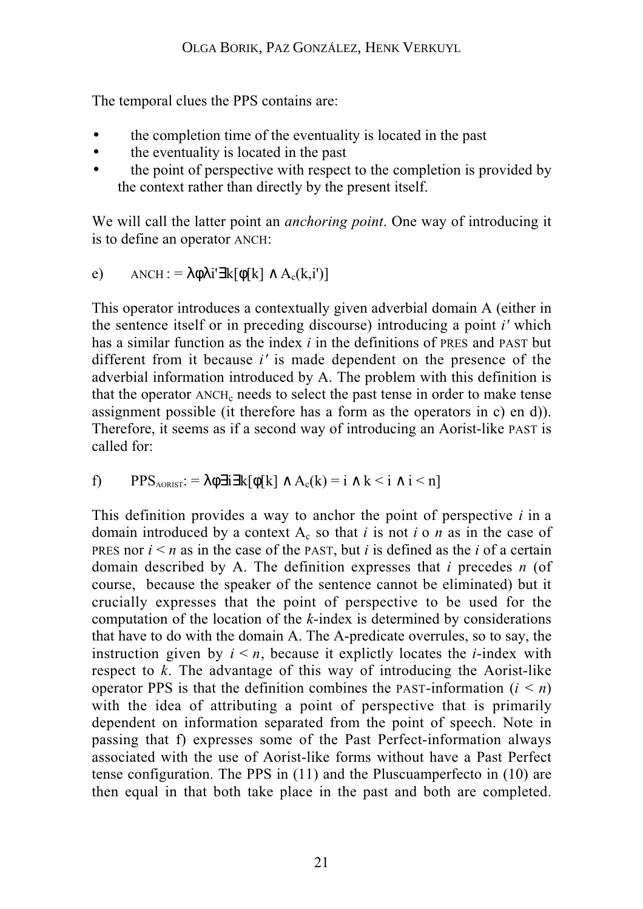The temporal clues the PPS contains are:

- the completion time of the eventuality is located in the past
- the eventuality is located in the past
- the point of perspective with respect to the completion is provided by the context rather than directly by the present itself.

We will call the latter point an *anchoring point*. One way of introducing it is to define an operator ANCH:

e) ANCH : = $\lambda\phi\lambda i'\exists k[\phi[k] \wedge A_c(k,i')]$

This operator introduces a contextually given adverbial domain A (either in the sentence itself or in preceding discourse) introducing a point *i'* which has a similar function as the index *i* in the definitions of PRES and PAST but different from it because *i'* is made dependent on the presence of the adverbial information introduced by A. The problem with this definition is that the operator $\text{ANCH}_c$ needs to select the past tense in order to make tense assignment possible (it therefore has a form as the operators in c) en d)). Therefore, it seems as if a second way of introducing an Aorist-like PAST is called for:

f) $\text{PPS}_{\text{AORIST}}$: = $\lambda\phi\exists i\exists k[\phi[k] \wedge A_c(k) = i \wedge k < i \wedge i < n]$

This definition provides a way to anchor the point of perspective *i* in a domain introduced by a context $A_c$ so that *i* is not *i* o *n* as in the case of PRES nor $i < n$ as in the case of the PAST, but *i* is defined as the *i* of a certain domain described by A. The definition expresses that *i* precedes *n* (of course, because the speaker of the sentence cannot be eliminated) but it crucially expresses that the point of perspective to be used for the computation of the location of the *k*-index is determined by considerations that have to do with the domain A. The A-predicate overrules, so to say, the instruction given by $i < n$, because it explictly locates the *i*-index with respect to *k*. The advantage of this way of introducing the Aorist-like operator PPS is that the definition combines the PAST-information ($i < n$) with the idea of attributing a point of perspective that is primarily dependent on information separated from the point of speech. Note in passing that f) expresses some of the Past Perfect-information always associated with the use of Aorist-like forms without have a Past Perfect tense configuration. The PPS in (11) and the Pluscuamperfecto in (10) are then equal in that both take place in the past and both are completed.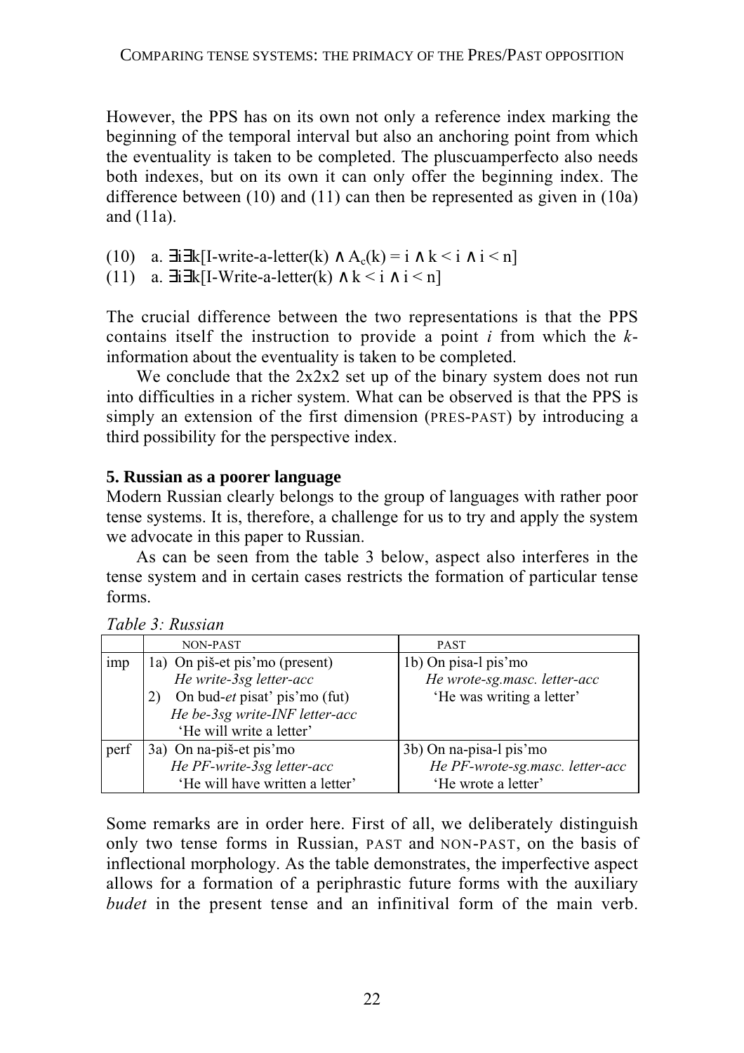However, the PPS has on its own not only a reference index marking the beginning of the temporal interval but also an anchoring point from which the eventuality is taken to be completed. The pluscuamperfecto also needs both indexes, but on its own it can only offer the beginning index. The difference between (10) and (11) can then be represented as given in (10a) and (11a).

(10) a. $\exists i \exists k$[I-write-a-letter(k) $\wedge$ $A_c(k) = i \wedge k < i \wedge i < n$]

(11) a. $\exists i \exists k$[I-Write-a-letter(k) $\wedge$ $k < i \wedge i < n$]

The crucial difference between the two representations is that the PPS contains itself the instruction to provide a point *i* from which the *k*-information about the eventuality is taken to be completed.

We conclude that the 2x2x2 set up of the binary system does not run into difficulties in a richer system. What can be observed is that the PPS is simply an extension of the first dimension (PRES-PAST) by introducing a third possibility for the perspective index.

### 5. Russian as a poorer language

Modern Russian clearly belongs to the group of languages with rather poor tense systems. It is, therefore, a challenge for us to try and apply the system we advocate in this paper to Russian.

As can be seen from the table 3 below, aspect also interferes in the tense system and in certain cases restricts the formation of particular tense forms.

*Table 3: Russian*

| | NON-PAST | PAST |
|---|---|---|
| imp | 1a) On piš-et pis'mo (present)<br>*He write-3sg letter-acc*<br>2) On bud-*et* pisat' pis'mo (fut)<br>*He be-3sg write-INF letter-acc*<br>'He will write a letter' | 1b) On pisa-l pis'mo<br>*He wrote-sg.masc. letter-acc*<br>'He was writing a letter' |
| perf | 3a) On na-piš-et pis'mo<br>*He PF-write-3sg letter-acc*<br>'He will have written a letter' | 3b) On na-pisa-l pis'mo<br>*He PF-wrote-sg.masc. letter-acc*<br>'He wrote a letter' |

Some remarks are in order here. First of all, we deliberately distinguish only two tense forms in Russian, PAST and NON-PAST, on the basis of inflectional morphology. As the table demonstrates, the imperfective aspect allows for a formation of a periphrastic future forms with the auxiliary *budet* in the present tense and an infinitival form of the main verb.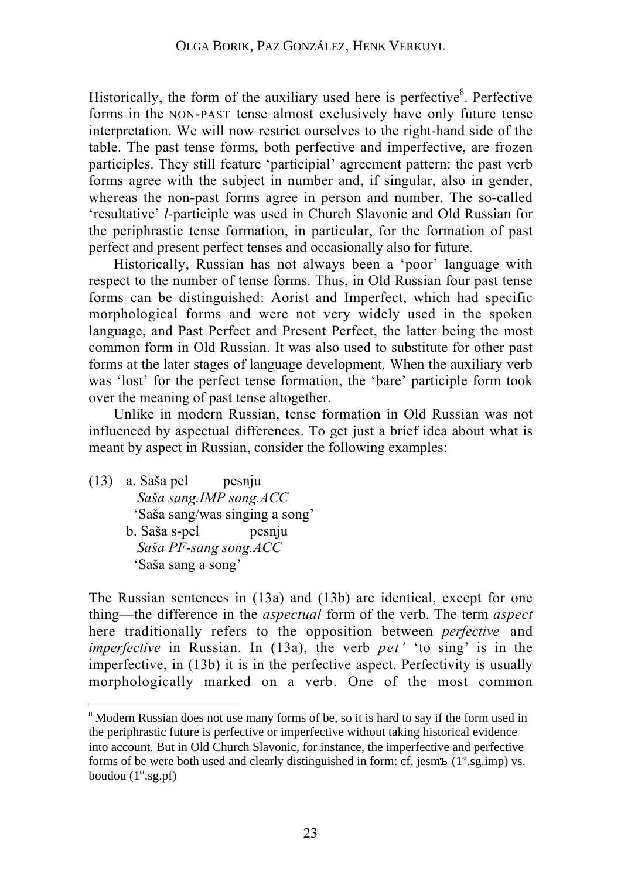Historically, the form of the auxiliary used here is perfective[8]. Perfective forms in the NON-PAST tense almost exclusively have only future tense interpretation. We will now restrict ourselves to the right-hand side of the table. The past tense forms, both perfective and imperfective, are frozen participles. They still feature 'participial' agreement pattern: the past verb forms agree with the subject in number and, if singular, also in gender, whereas the non-past forms agree in person and number. The so-called 'resultative' *l*-participle was used in Church Slavonic and Old Russian for the periphrastic tense formation, in particular, for the formation of past perfect and present perfect tenses and occasionally also for future.

Historically, Russian has not always been a 'poor' language with respect to the number of tense forms. Thus, in Old Russian four past tense forms can be distinguished: Aorist and Imperfect, which had specific morphological forms and were not very widely used in the spoken language, and Past Perfect and Present Perfect, the latter being the most common form in Old Russian. It was also used to substitute for other past forms at the later stages of language development. When the auxiliary verb was 'lost' for the perfect tense formation, the 'bare' participle form took over the meaning of past tense altogether.

Unlike in modern Russian, tense formation in Old Russian was not influenced by aspectual differences. To get just a brief idea about what is meant by aspect in Russian, consider the following examples:

(13) a. Saša pel pesnju
*Saša sang.IMP song.ACC*
'Saša sang/was singing a song'
b. Saša s-pel pesnju
*Saša PF-sang song.ACC*
'Saša sang a song'

The Russian sentences in (13a) and (13b) are identical, except for one thing—the difference in the *aspectual* form of the verb. The term *aspect* here traditionally refers to the opposition between *perfective* and *imperfective* in Russian. In (13a), the verb *pet'* 'to sing' is in the imperfective, in (13b) it is in the perfective aspect. Perfectivity is usually morphologically marked on a verb. One of the most common

---

[8] Modern Russian does not use many forms of be, so it is hard to say if the form used in the periphrastic future is perfective or imperfective without taking historical evidence into account. But in Old Church Slavonic, for instance, the imperfective and perfective forms of be were both used and clearly distinguished in form: cf. jesmь (1st.sg.imp) vs. boudou (1st.sg.pf)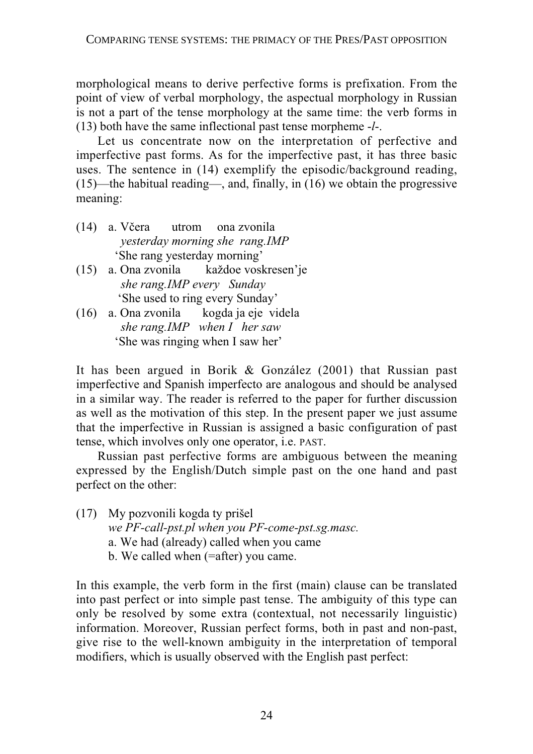morphological means to derive perfective forms is prefixation. From the point of view of verbal morphology, the aspectual morphology in Russian is not a part of the tense morphology at the same time: the verb forms in (13) both have the same inflectional past tense morpheme -*l*-.

Let us concentrate now on the interpretation of perfective and imperfective past forms. As for the imperfective past, it has three basic uses. The sentence in (14) exemplify the episodic/background reading, (15)—the habitual reading—, and, finally, in (16) we obtain the progressive meaning:

(14) a. Včera utrom ona zvonila
*yesterday morning she rang.IMP*
'She rang yesterday morning'

(15) a. Ona zvonila každoe voskresen'je
*she rang.IMP every Sunday*
'She used to ring every Sunday'

(16) a. Ona zvonila kogda ja eje videla
*she rang.IMP when I her saw*
'She was ringing when I saw her'

It has been argued in Borik & González (2001) that Russian past imperfective and Spanish imperfecto are analogous and should be analysed in a similar way. The reader is referred to the paper for further discussion as well as the motivation of this step. In the present paper we just assume that the imperfective in Russian is assigned a basic configuration of past tense, which involves only one operator, i.e. PAST.

Russian past perfective forms are ambiguous between the meaning expressed by the English/Dutch simple past on the one hand and past perfect on the other:

(17) My pozvonili kogda ty prišel
*we PF-call-pst.pl when you PF-come-pst.sg.masc.*
a. We had (already) called when you came
b. We called when (=after) you came.

In this example, the verb form in the first (main) clause can be translated into past perfect or into simple past tense. The ambiguity of this type can only be resolved by some extra (contextual, not necessarily linguistic) information. Moreover, Russian perfect forms, both in past and non-past, give rise to the well-known ambiguity in the interpretation of temporal modifiers, which is usually observed with the English past perfect: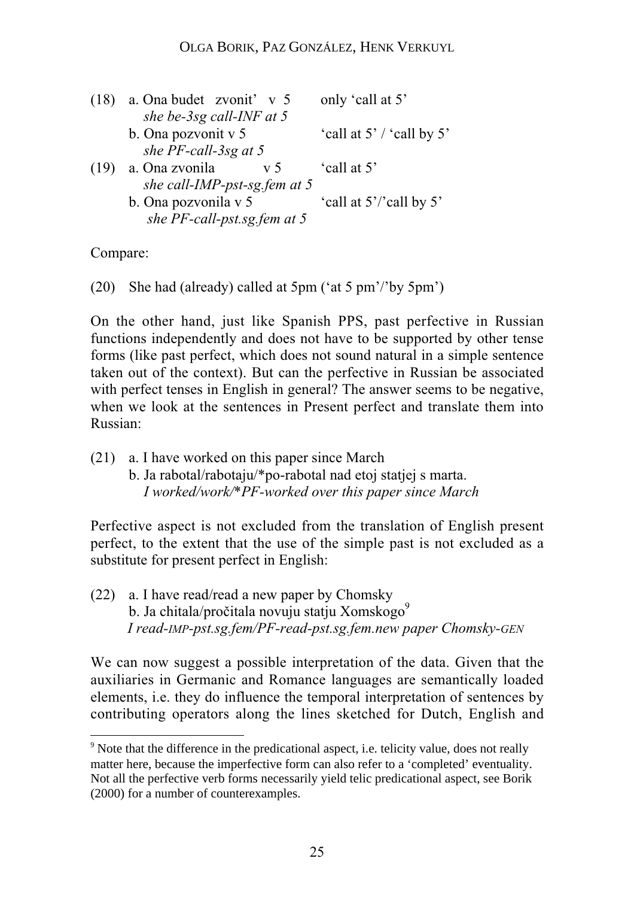(18) a. Ona budet zvonit' v 5 — only 'call at 5'
*she be-3sg call-INF at 5*
b. Ona pozvonit v 5 — 'call at 5' / 'call by 5'
*she PF-call-3sg at 5*

(19) a. Ona zvonila v 5 — 'call at 5'
*she call-IMP-pst-sg.fem at 5*
b. Ona pozvonila v 5 — 'call at 5'/'call by 5'
*she PF-call-pst.sg.fem at 5*

Compare:

(20) She had (already) called at 5pm ('at 5 pm'/'by 5pm')

On the other hand, just like Spanish PPS, past perfective in Russian functions independently and does not have to be supported by other tense forms (like past perfect, which does not sound natural in a simple sentence taken out of the context). But can the perfective in Russian be associated with perfect tenses in English in general? The answer seems to be negative, when we look at the sentences in Present perfect and translate them into Russian:

(21) a. I have worked on this paper since March
b. Ja rabotal/rabotaju/*po-rabotal nad etoj statjej s marta.
*I worked/work/*PF-worked over this paper since March*

Perfective aspect is not excluded from the translation of English present perfect, to the extent that the use of the simple past is not excluded as a substitute for present perfect in English:

(22) a. I have read/read a new paper by Chomsky
b. Ja chitala/pročitala novuju statju Xomskogo[9]
*I read-IMP-pst.sg.fem/PF-read-pst.sg.fem.new paper Chomsky-GEN*

We can now suggest a possible interpretation of the data. Given that the auxiliaries in Germanic and Romance languages are semantically loaded elements, i.e. they do influence the temporal interpretation of sentences by contributing operators along the lines sketched for Dutch, English and

[9] Note that the difference in the predicational aspect, i.e. telicity value, does not really matter here, because the imperfective form can also refer to a 'completed' eventuality. Not all the perfective verb forms necessarily yield telic predicational aspect, see Borik (2000) for a number of counterexamples.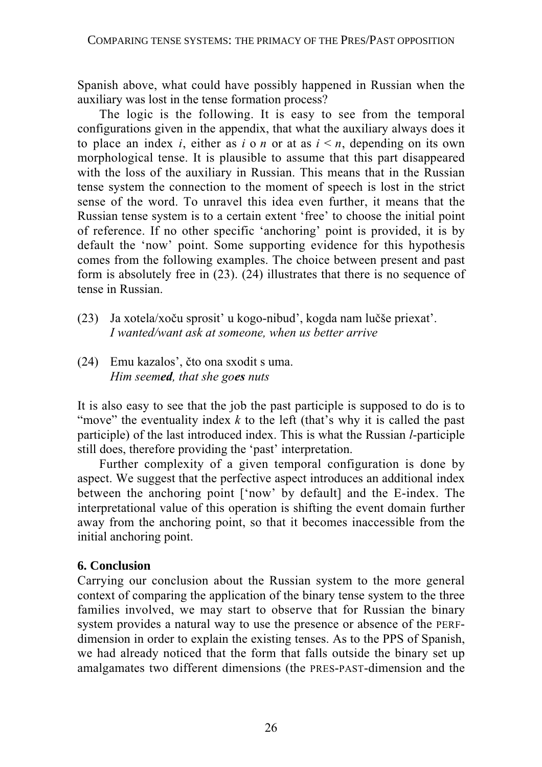Spanish above, what could have possibly happened in Russian when the auxiliary was lost in the tense formation process?

The logic is the following. It is easy to see from the temporal configurations given in the appendix, that what the auxiliary always does it to place an index $i$, either as $i$ o $n$ or at as $i < n$, depending on its own morphological tense. It is plausible to assume that this part disappeared with the loss of the auxiliary in Russian. This means that in the Russian tense system the connection to the moment of speech is lost in the strict sense of the word. To unravel this idea even further, it means that the Russian tense system is to a certain extent 'free' to choose the initial point of reference. If no other specific 'anchoring' point is provided, it is by default the 'now' point. Some supporting evidence for this hypothesis comes from the following examples. The choice between present and past form is absolutely free in (23). (24) illustrates that there is no sequence of tense in Russian.

(23) Ja xotela/xoču sprosit' u kogo-nibud', kogda nam lučše priexat'.
*I wanted/want ask at someone, when us better arrive*

(24) Emu kazalos', čto ona sxodit s uma.
*Him seem**ed**, that she go**es** nuts*

It is also easy to see that the job the past participle is supposed to do is to "move" the eventuality index $k$ to the left (that's why it is called the past participle) of the last introduced index. This is what the Russian *l*-participle still does, therefore providing the 'past' interpretation.

Further complexity of a given temporal configuration is done by aspect. We suggest that the perfective aspect introduces an additional index between the anchoring point ['now' by default] and the E-index. The interpretational value of this operation is shifting the event domain further away from the anchoring point, so that it becomes inaccessible from the initial anchoring point.

## 6. Conclusion

Carrying our conclusion about the Russian system to the more general context of comparing the application of the binary tense system to the three families involved, we may start to observe that for Russian the binary system provides a natural way to use the presence or absence of the PERF-dimension in order to explain the existing tenses. As to the PPS of Spanish, we had already noticed that the form that falls outside the binary set up amalgamates two different dimensions (the PRES-PAST-dimension and the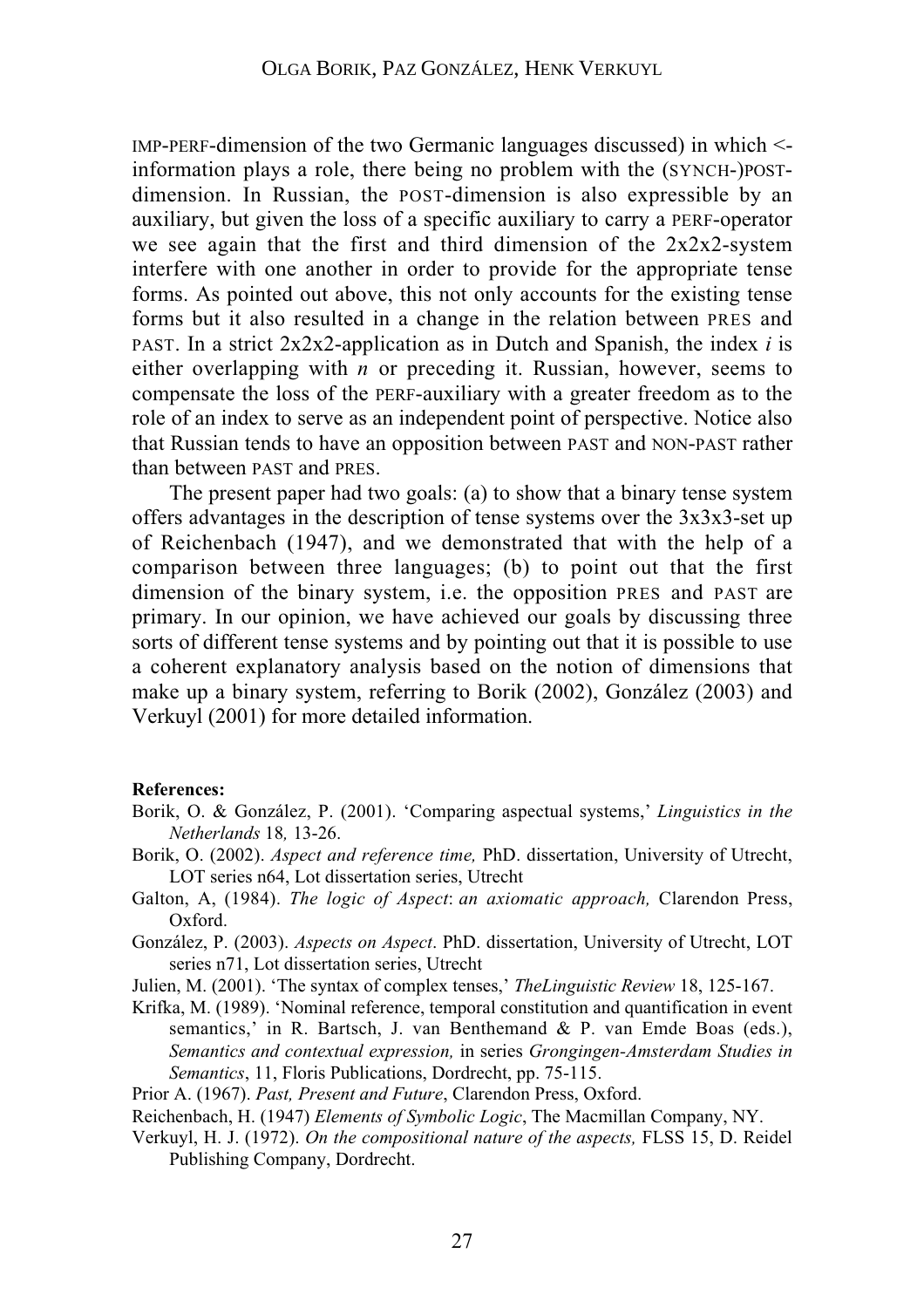IMP-PERF-dimension of the two Germanic languages discussed) in which <-information plays a role, there being no problem with the (SYNCH-)POST-dimension. In Russian, the POST-dimension is also expressible by an auxiliary, but given the loss of a specific auxiliary to carry a PERF-operator we see again that the first and third dimension of the 2x2x2-system interfere with one another in order to provide for the appropriate tense forms. As pointed out above, this not only accounts for the existing tense forms but it also resulted in a change in the relation between PRES and PAST. In a strict 2x2x2-application as in Dutch and Spanish, the index *i* is either overlapping with *n* or preceding it. Russian, however, seems to compensate the loss of the PERF-auxiliary with a greater freedom as to the role of an index to serve as an independent point of perspective. Notice also that Russian tends to have an opposition between PAST and NON-PAST rather than between PAST and PRES.

The present paper had two goals: (a) to show that a binary tense system offers advantages in the description of tense systems over the 3x3x3-set up of Reichenbach (1947), and we demonstrated that with the help of a comparison between three languages; (b) to point out that the first dimension of the binary system, i.e. the opposition PRES and PAST are primary. In our opinion, we have achieved our goals by discussing three sorts of different tense systems and by pointing out that it is possible to use a coherent explanatory analysis based on the notion of dimensions that make up a binary system, referring to Borik (2002), González (2003) and Verkuyl (2001) for more detailed information.

**References:**

Borik, O. & González, P. (2001). 'Comparing aspectual systems,' *Linguistics in the Netherlands* 18*,* 13-26.

Borik, O. (2002). *Aspect and reference time,* PhD. dissertation, University of Utrecht, LOT series n64, Lot dissertation series, Utrecht

Galton, A, (1984). *The logic of Aspect*: *an axiomatic approach,* Clarendon Press, Oxford.

González, P. (2003). *Aspects on Aspect*. PhD. dissertation, University of Utrecht, LOT series n71, Lot dissertation series, Utrecht

Julien, M. (2001). 'The syntax of complex tenses,' *TheLinguistic Review* 18, 125-167.

Krifka, M. (1989). 'Nominal reference, temporal constitution and quantification in event semantics,' in R. Bartsch, J. van Benthemand & P. van Emde Boas (eds.), *Semantics and contextual expression,* in series *Grongingen-Amsterdam Studies in Semantics*, 11, Floris Publications, Dordrecht, pp. 75-115.

Prior A. (1967). *Past, Present and Future*, Clarendon Press, Oxford.

Reichenbach, H. (1947) *Elements of Symbolic Logic*, The Macmillan Company, NY.

Verkuyl, H. J. (1972). *On the compositional nature of the aspects,* FLSS 15, D. Reidel Publishing Company, Dordrecht.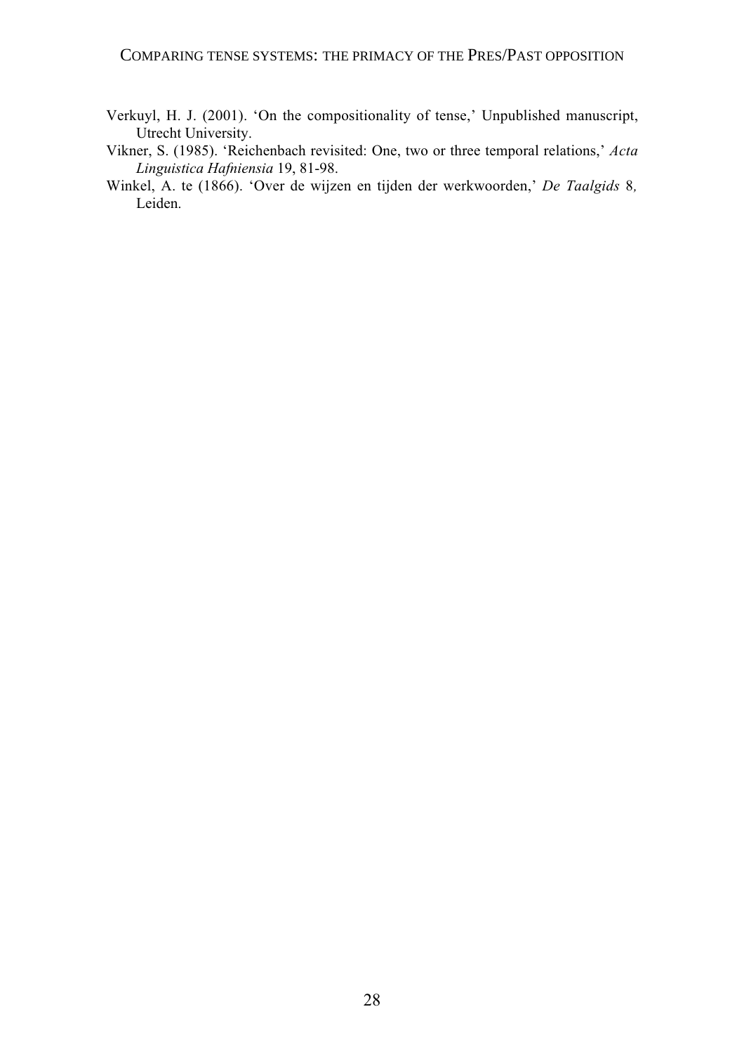Verkuyl, H. J. (2001). 'On the compositionality of tense,' Unpublished manuscript, Utrecht University.

Vikner, S. (1985). 'Reichenbach revisited: One, two or three temporal relations,' *Acta Linguistica Hafniensia* 19, 81-98.

Winkel, A. te (1866). 'Over de wijzen en tijden der werkwoorden,' *De Taalgids* 8*,* Leiden.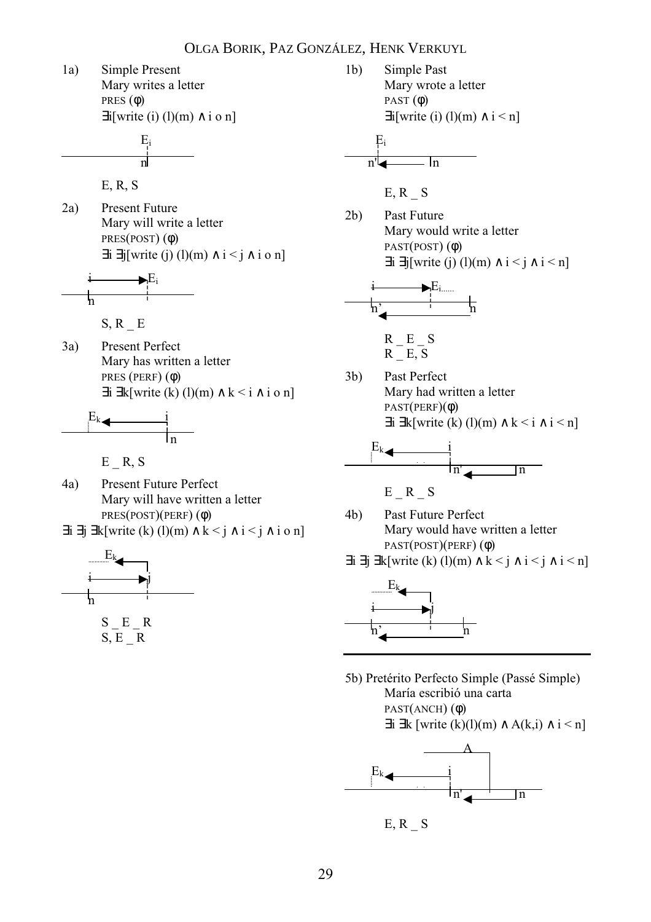1a) Simple Present
Mary writes a letter
PRES (φ)
∃i[write (i) (l)(m) ∧ i o n]

$E_i$
n

E, R, S

2a) Present Future
Mary will write a letter
PRES(POST) (φ)
∃i ∃j[write (j) (l)(m) ∧ i < j ∧ i o n]

i $E_i$
n

S, R _ E

3a) Present Perfect
Mary has written a letter
PRES (PERF) (φ)
∃i ∃k[write (k) (l)(m) ∧ k < i ∧ i o n]

$E_k$ i
n

E _ R, S

4a) Present Future Perfect
Mary will have written a letter
PRES(POST)(PERF) (φ)
∃i ∃j ∃k[write (k) (l)(m) ∧ k < j ∧ i < j ∧ i o n]

$E_k$
i j
n

S _ E _ R
S, E _ R

1b) Simple Past
Mary wrote a letter
PAST (φ)
∃i[write (i) (l)(m) ∧ i < n]

$E_i$
n' n

E, R _ S

2b) Past Future
Mary would write a letter
PAST(POST) (φ)
∃i ∃j[write (j) (l)(m) ∧ i < j ∧ i < n]

i $E_i$
n' n

R _ E _ S
R _ E, S

3b) Past Perfect
Mary had written a letter
PAST(PERF)(φ)
∃i ∃k[write (k) (l)(m) ∧ k < i ∧ i < n]

$E_k$ i
n' n

E _ R _ S

4b) Past Future Perfect
Mary would have written a letter
PAST(POST)(PERF) (φ)
∃i ∃j ∃k[write (k) (l)(m) ∧ k < j ∧ i < j ∧ i < n]

$E_k$
i j
n' n

5b) Pretérito Perfecto Simple (Passé Simple)
María escribió una carta
PAST(ANCH) (φ)
∃i ∃k [write (k)(l)(m) ∧ A(k,i) ∧ i < n]

A
$E_k$ i
n' n

E, R _ S